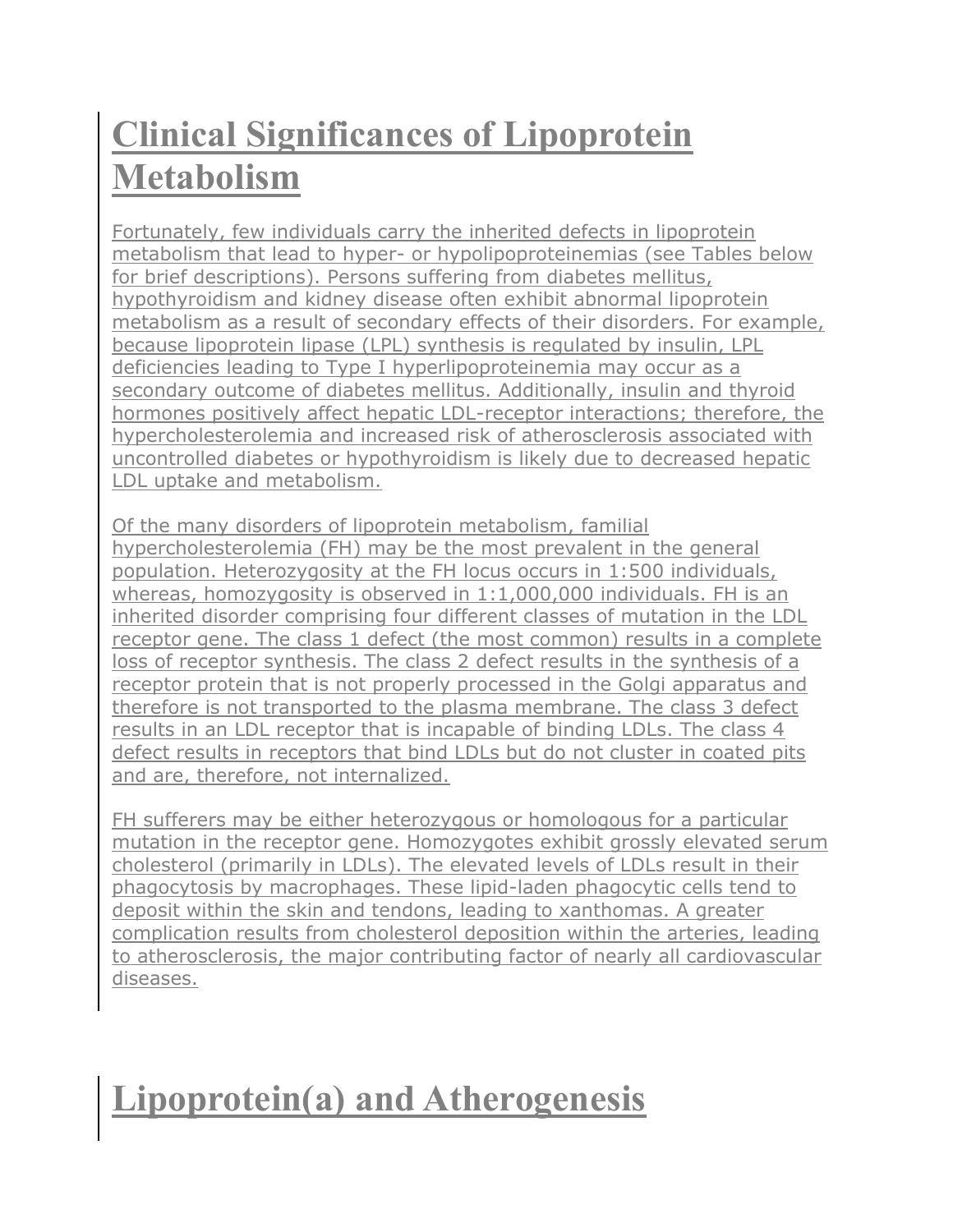# Clinical Significances of Lipoprotein Metabolism

Fortunately, few individuals carry the inherited defects in lipoprotein metabolism that lead to hyper- or hypolipoproteinemias (see Tables below for brief descriptions). Persons suffering from diabetes mellitus, hypothyroidism and kidney disease often exhibit abnormal lipoprotein metabolism as a result of secondary effects of their disorders. For example, because lipoprotein lipase (LPL) synthesis is regulated by insulin, LPL deficiencies leading to Type I hyperlipoproteinemia may occur as a secondary outcome of diabetes mellitus. Additionally, insulin and thyroid hormones positively affect hepatic LDL-receptor interactions; therefore, the hypercholesterolemia and increased risk of atherosclerosis associated with uncontrolled diabetes or hypothyroidism is likely due to decreased hepatic LDL uptake and metabolism.

Of the many disorders of lipoprotein metabolism, familial hypercholesterolemia (FH) may be the most prevalent in the general population. Heterozygosity at the FH locus occurs in 1:500 individuals, whereas, homozygosity is observed in 1:1,000,000 individuals. FH is an inherited disorder comprising four different classes of mutation in the LDL receptor gene. The class 1 defect (the most common) results in a complete loss of receptor synthesis. The class 2 defect results in the synthesis of a receptor protein that is not properly processed in the Golgi apparatus and therefore is not transported to the plasma membrane. The class 3 defect results in an LDL receptor that is incapable of binding LDLs. The class 4 defect results in receptors that bind LDLs but do not cluster in coated pits and are, therefore, not internalized.

FH sufferers may be either heterozygous or homologous for a particular mutation in the receptor gene. Homozygotes exhibit grossly elevated serum cholesterol (primarily in LDLs). The elevated levels of LDLs result in their phagocytosis by macrophages. These lipid-laden phagocytic cells tend to deposit within the skin and tendons, leading to xanthomas. A greater complication results from cholesterol deposition within the arteries, leading to atherosclerosis, the major contributing factor of nearly all cardiovascular diseases.

# Lipoprotein(a) and Atherogenesis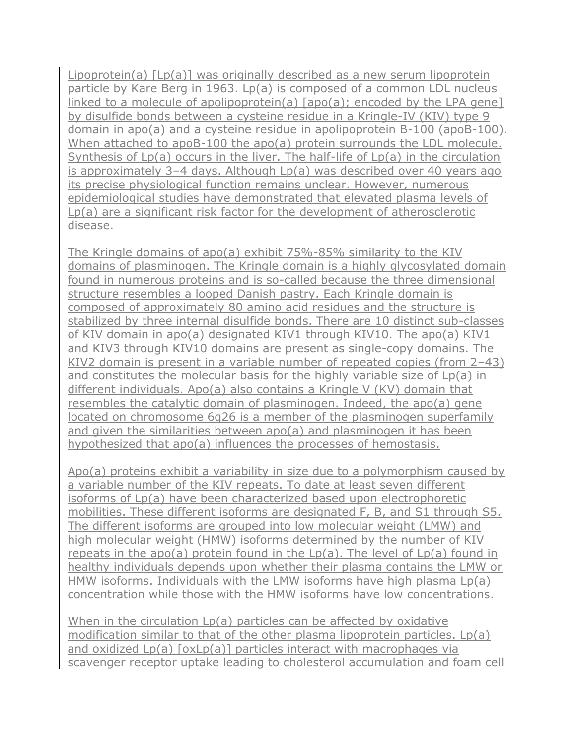Lipoprotein(a) [Lp(a)] was originally described as a new serum lipoprotein particle by Kare Berg in 1963. Lp(a) is composed of a common LDL nucleus linked to a molecule of apolipoprotein(a) [apo(a); encoded by the LPA gene] by disulfide bonds between a cysteine residue in a Kringle-IV (KIV) type 9 domain in apo(a) and a cysteine residue in apolipoprotein B-100 (apoB-100). When attached to apoB-100 the apo(a) protein surrounds the LDL molecule. Synthesis of Lp(a) occurs in the liver. The half-life of Lp(a) in the circulation is approximately 3–4 days. Although Lp(a) was described over 40 years ago its precise physiological function remains unclear. However, numerous epidemiological studies have demonstrated that elevated plasma levels of Lp(a) are a significant risk factor for the development of atherosclerotic disease.

The Kringle domains of apo(a) exhibit 75%-85% similarity to the KIV domains of plasminogen. The Kringle domain is a highly glycosylated domain found in numerous proteins and is so-called because the three dimensional structure resembles a looped Danish pastry. Each Kringle domain is composed of approximately 80 amino acid residues and the structure is stabilized by three internal disulfide bonds. There are 10 distinct sub-classes of KIV domain in apo(a) designated KIV1 through KIV10. The apo(a) KIV1 and KIV3 through KIV10 domains are present as single-copy domains. The KIV2 domain is present in a variable number of repeated copies (from 2–43) and constitutes the molecular basis for the highly variable size of Lp(a) in different individuals. Apo(a) also contains a Kringle V (KV) domain that resembles the catalytic domain of plasminogen. Indeed, the apo(a) gene located on chromosome 6q26 is a member of the plasminogen superfamily and given the similarities between apo(a) and plasminogen it has been hypothesized that apo(a) influences the processes of hemostasis.

Apo(a) proteins exhibit a variability in size due to a polymorphism caused by a variable number of the KIV repeats. To date at least seven different isoforms of Lp(a) have been characterized based upon electrophoretic mobilities. These different isoforms are designated F, B, and S1 through S5. The different isoforms are grouped into low molecular weight (LMW) and high molecular weight (HMW) isoforms determined by the number of KIV repeats in the apo(a) protein found in the Lp(a). The level of Lp(a) found in healthy individuals depends upon whether their plasma contains the LMW or HMW isoforms. Individuals with the LMW isoforms have high plasma Lp(a) concentration while those with the HMW isoforms have low concentrations.

When in the circulation Lp(a) particles can be affected by oxidative modification similar to that of the other plasma lipoprotein particles. Lp(a) and oxidized Lp(a) [oxLp(a)] particles interact with macrophages via scavenger receptor uptake leading to cholesterol accumulation and foam cell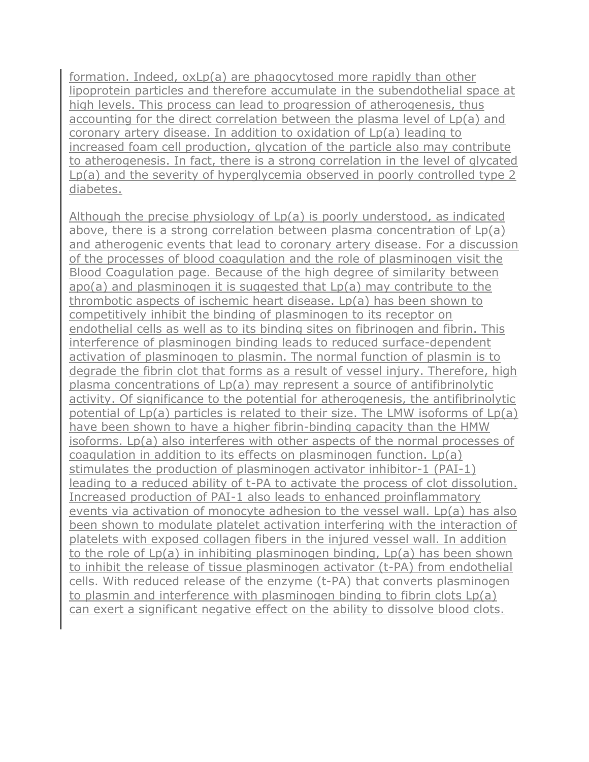formation. Indeed, oxLp(a) are phagocytosed more rapidly than other lipoprotein particles and therefore accumulate in the subendothelial space at high levels. This process can lead to progression of atherogenesis, thus accounting for the direct correlation between the plasma level of Lp(a) and coronary artery disease. In addition to oxidation of Lp(a) leading to increased foam cell production, glycation of the particle also may contribute to atherogenesis. In fact, there is a strong correlation in the level of glycated Lp(a) and the severity of hyperglycemia observed in poorly controlled type 2 diabetes.

Although the precise physiology of Lp(a) is poorly understood, as indicated above, there is a strong correlation between plasma concentration of Lp(a) and atherogenic events that lead to coronary artery disease. For a discussion of the processes of blood coagulation and the role of plasminogen visit the Blood Coagulation page. Because of the high degree of similarity between apo(a) and plasminogen it is suggested that Lp(a) may contribute to the thrombotic aspects of ischemic heart disease. Lp(a) has been shown to competitively inhibit the binding of plasminogen to its receptor on endothelial cells as well as to its binding sites on fibrinogen and fibrin. This interference of plasminogen binding leads to reduced surface-dependent activation of plasminogen to plasmin. The normal function of plasmin is to degrade the fibrin clot that forms as a result of vessel injury. Therefore, high plasma concentrations of Lp(a) may represent a source of antifibrinolytic activity. Of significance to the potential for atherogenesis, the antifibrinolytic potential of Lp(a) particles is related to their size. The LMW isoforms of Lp(a) have been shown to have a higher fibrin-binding capacity than the HMW isoforms. Lp(a) also interferes with other aspects of the normal processes of coagulation in addition to its effects on plasminogen function. Lp(a) stimulates the production of plasminogen activator inhibitor-1 (PAI-1) leading to a reduced ability of t-PA to activate the process of clot dissolution. Increased production of PAI-1 also leads to enhanced proinflammatory events via activation of monocyte adhesion to the vessel wall. Lp(a) has also been shown to modulate platelet activation interfering with the interaction of platelets with exposed collagen fibers in the injured vessel wall. In addition to the role of Lp(a) in inhibiting plasminogen binding, Lp(a) has been shown to inhibit the release of tissue plasminogen activator (t-PA) from endothelial cells. With reduced release of the enzyme (t-PA) that converts plasminogen to plasmin and interference with plasminogen binding to fibrin clots Lp(a) can exert a significant negative effect on the ability to dissolve blood clots.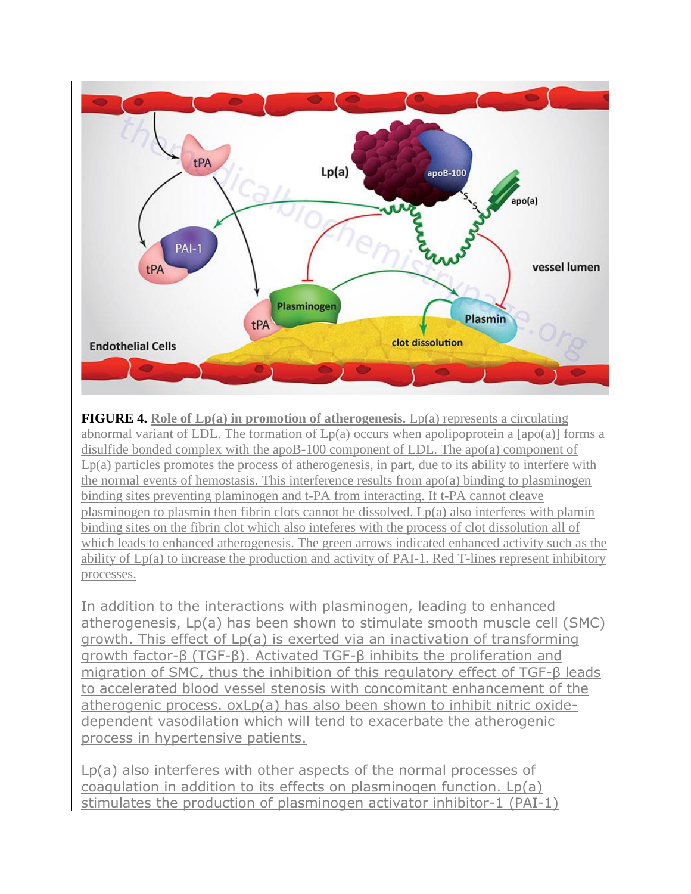**FIGURE 4.** **Role of Lp(a) in promotion of atherogenesis.** Lp(a) represents a circulating abnormal variant of LDL. The formation of Lp(a) occurs when apolipoprotein a [apo(a)] forms a disulfide bonded complex with the apoB-100 component of LDL. The apo(a) component of Lp(a) particles promotes the process of atherogenesis, in part, due to its ability to interfere with the normal events of hemostasis. This interference results from apo(a) binding to plasminogen binding sites preventing plaminogen and t-PA from interacting. If t-PA cannot cleave plasminogen to plasmin then fibrin clots cannot be dissolved. Lp(a) also interferes with plamin binding sites on the fibrin clot which also inteferes with the process of clot dissolution all of which leads to enhanced atherogenesis. The green arrows indicated enhanced activity such as the ability of Lp(a) to increase the production and activity of PAI-1. Red T-lines represent inhibitory processes.

In addition to the interactions with plasminogen, leading to enhanced atherogenesis, Lp(a) has been shown to stimulate smooth muscle cell (SMC) growth. This effect of Lp(a) is exerted via an inactivation of transforming growth factor-β (TGF-β). Activated TGF-β inhibits the proliferation and migration of SMC, thus the inhibition of this regulatory effect of TGF-β leads to accelerated blood vessel stenosis with concomitant enhancement of the atherogenic process. oxLp(a) has also been shown to inhibit nitric oxide-dependent vasodilation which will tend to exacerbate the atherogenic process in hypertensive patients.

Lp(a) also interferes with other aspects of the normal processes of coagulation in addition to its effects on plasminogen function. Lp(a) stimulates the production of plasminogen activator inhibitor-1 (PAI-1)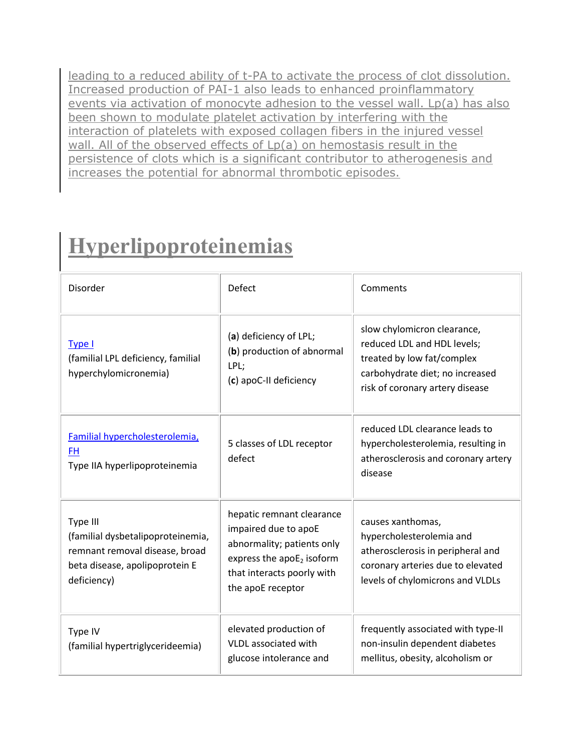leading to a reduced ability of t-PA to activate the process of clot dissolution. Increased production of PAI-1 also leads to enhanced proinflammatory events via activation of monocyte adhesion to the vessel wall. Lp(a) has also been shown to modulate platelet activation by interfering with the interaction of platelets with exposed collagen fibers in the injured vessel wall. All of the observed effects of Lp(a) on hemostasis result in the persistence of clots which is a significant contributor to atherogenesis and increases the potential for abnormal thrombotic episodes.

# Hyperlipoproteinemias

| Disorder | Defect | Comments |
| --- | --- | --- |
| Type I (familial LPL deficiency, familial hyperchylomicronemia) | (**a**) deficiency of LPL; (**b**) production of abnormal LPL; (**c**) apoC-II deficiency | slow chylomicron clearance, reduced LDL and HDL levels; treated by low fat/complex carbohydrate diet; no increased risk of coronary artery disease |
| Familial hypercholesterolemia, FH Type IIA hyperlipoproteinemia | 5 classes of LDL receptor defect | reduced LDL clearance leads to hypercholesterolemia, resulting in atherosclerosis and coronary artery disease |
| Type III (familial dysbetalipoproteinemia, remnant removal disease, broad beta disease, apolipoprotein E deficiency) | hepatic remnant clearance impaired due to apoE abnormality; patients only express the apoE$_2$ isoform that interacts poorly with the apoE receptor | causes xanthomas, hypercholesterolemia and atherosclerosis in peripheral and coronary arteries due to elevated levels of chylomicrons and VLDLs |
| Type IV (familial hypertriglycerideemia) | elevated production of VLDL associated with glucose intolerance and | frequently associated with type-II non-insulin dependent diabetes mellitus, obesity, alcoholism or |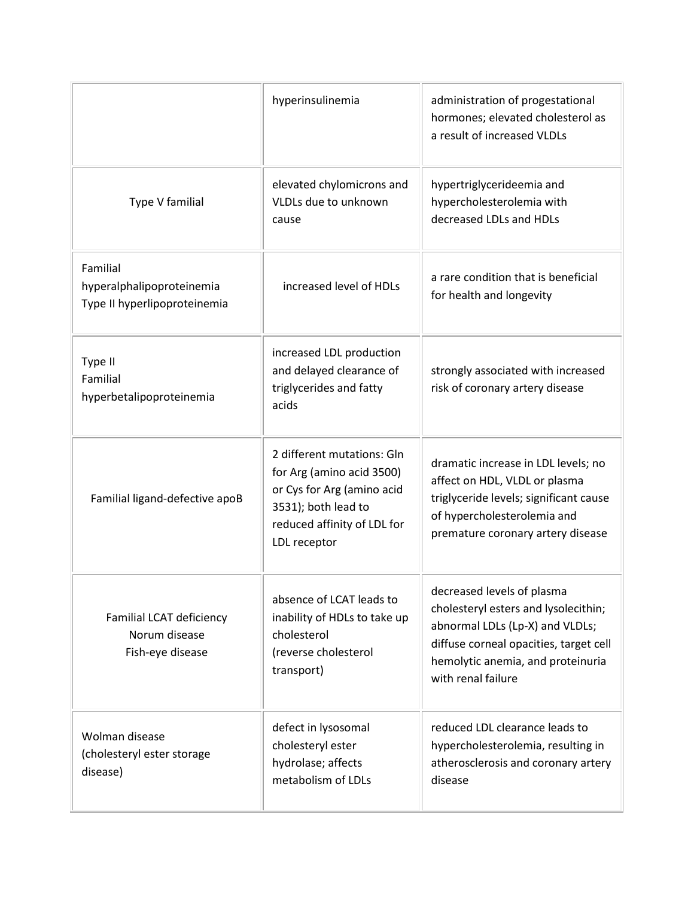| | | |
|---|---|---|
| | hyperinsulinemia | administration of progestational hormones; elevated cholesterol as a result of increased VLDLs |
| Type V familial | elevated chylomicrons and VLDLs due to unknown cause | hypertriglycerideemia and hypercholesterolemia with decreased LDLs and HDLs |
| Familial hyperalphalipoproteinemia Type II hyperlipoproteinemia | increased level of HDLs | a rare condition that is beneficial for health and longevity |
| Type II Familial hyperbetalipoproteinemia | increased LDL production and delayed clearance of triglycerides and fatty acids | strongly associated with increased risk of coronary artery disease |
| Familial ligand-defective apoB | 2 different mutations: Gln for Arg (amino acid 3500) or Cys for Arg (amino acid 3531); both lead to reduced affinity of LDL for LDL receptor | dramatic increase in LDL levels; no affect on HDL, VLDL or plasma triglyceride levels; significant cause of hypercholesterolemia and premature coronary artery disease |
| Familial LCAT deficiency Norum disease Fish-eye disease | absence of LCAT leads to inability of HDLs to take up cholesterol (reverse cholesterol transport) | decreased levels of plasma cholesteryl esters and lysolecithin; abnormal LDLs (Lp-X) and VLDLs; diffuse corneal opacities, target cell hemolytic anemia, and proteinuria with renal failure |
| Wolman disease (cholesteryl ester storage disease) | defect in lysosomal cholesteryl ester hydrolase; affects metabolism of LDLs | reduced LDL clearance leads to hypercholesterolemia, resulting in atherosclerosis and coronary artery disease |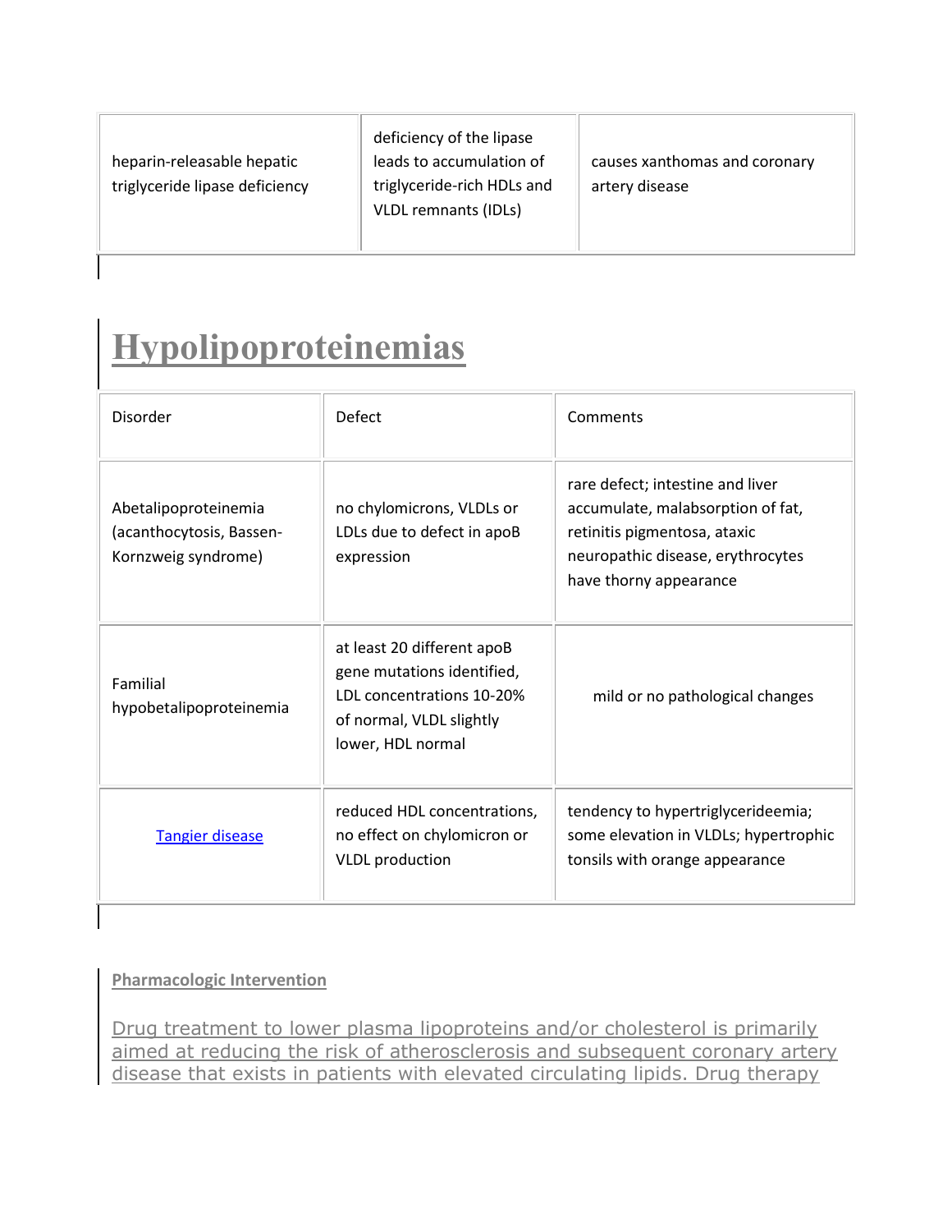| heparin-releasable hepatic triglyceride lipase deficiency | deficiency of the lipase leads to accumulation of triglyceride-rich HDLs and VLDL remnants (IDLs) | causes xanthomas and coronary artery disease |
|---|---|---|

# Hypolipoproteinemias

| Disorder | Defect | Comments |
|---|---|---|
| Abetalipoproteinemia (acanthocytosis, Bassen-Kornzweig syndrome) | no chylomicrons, VLDLs or LDLs due to defect in apoB expression | rare defect; intestine and liver accumulate, malabsorption of fat, retinitis pigmentosa, ataxic neuropathic disease, erythrocytes have thorny appearance |
| Familial hypobetalipoproteinemia | at least 20 different apoB gene mutations identified, LDL concentrations 10-20% of normal, VLDL slightly lower, HDL normal | mild or no pathological changes |
| Tangier disease | reduced HDL concentrations, no effect on chylomicron or VLDL production | tendency to hypertriglycerideemia; some elevation in VLDLs; hypertrophic tonsils with orange appearance |

**Pharmacologic Intervention**

Drug treatment to lower plasma lipoproteins and/or cholesterol is primarily aimed at reducing the risk of atherosclerosis and subsequent coronary artery disease that exists in patients with elevated circulating lipids. Drug therapy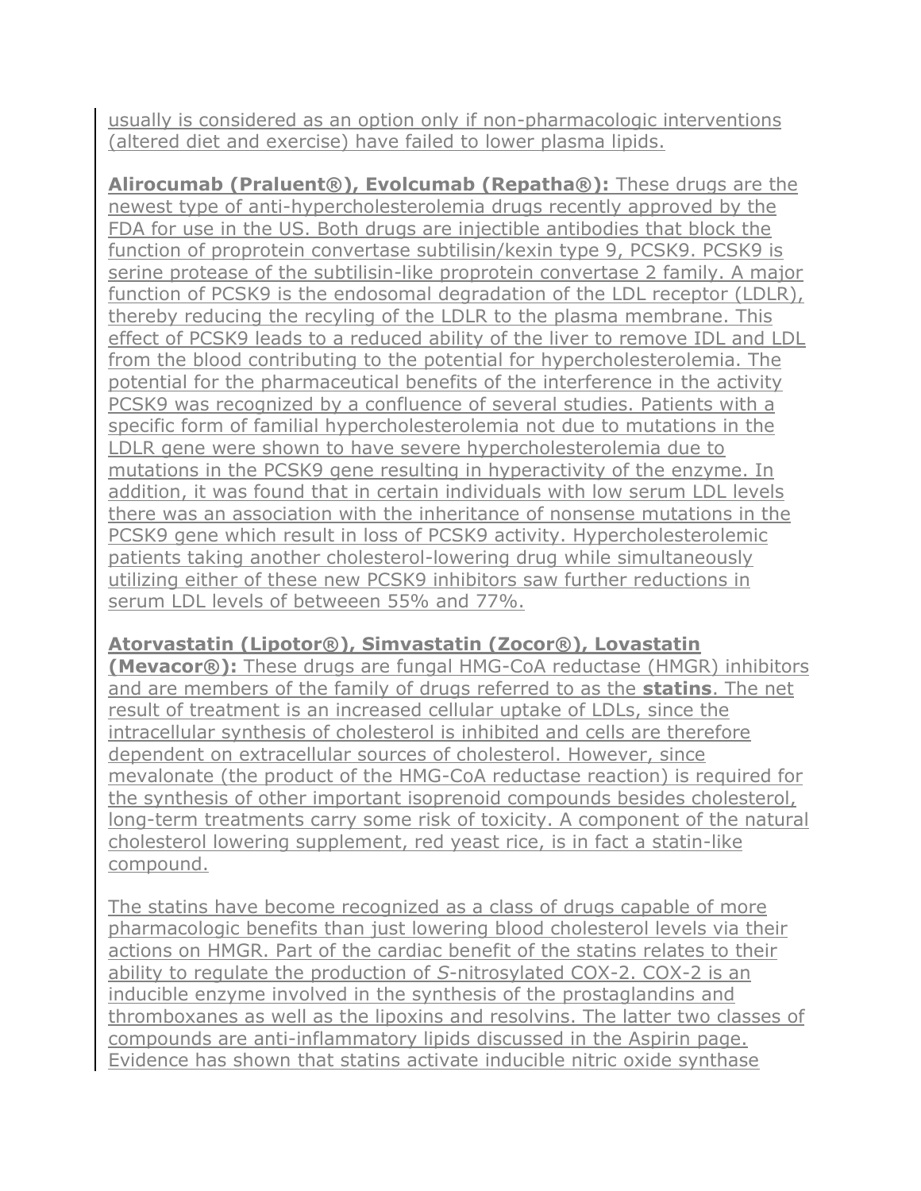usually is considered as an option only if non-pharmacologic interventions (altered diet and exercise) have failed to lower plasma lipids.

**Alirocumab (Praluent®), Evolcumab (Repatha®):** These drugs are the newest type of anti-hypercholesterolemia drugs recently approved by the FDA for use in the US. Both drugs are injectible antibodies that block the function of proprotein convertase subtilisin/kexin type 9, PCSK9. PCSK9 is serine protease of the subtilisin-like proprotein convertase 2 family. A major function of PCSK9 is the endosomal degradation of the LDL receptor (LDLR), thereby reducing the recyling of the LDLR to the plasma membrane. This effect of PCSK9 leads to a reduced ability of the liver to remove IDL and LDL from the blood contributing to the potential for hypercholesterolemia. The potential for the pharmaceutical benefits of the interference in the activity PCSK9 was recognized by a confluence of several studies. Patients with a specific form of familial hypercholesterolemia not due to mutations in the LDLR gene were shown to have severe hypercholesterolemia due to mutations in the PCSK9 gene resulting in hyperactivity of the enzyme. In addition, it was found that in certain individuals with low serum LDL levels there was an association with the inheritance of nonsense mutations in the PCSK9 gene which result in loss of PCSK9 activity. Hypercholesterolemic patients taking another cholesterol-lowering drug while simultaneously utilizing either of these new PCSK9 inhibitors saw further reductions in serum LDL levels of betweeen 55% and 77%.

**Atorvastatin (Lipotor®), Simvastatin (Zocor®), Lovastatin (Mevacor®):** These drugs are fungal HMG-CoA reductase (HMGR) inhibitors and are members of the family of drugs referred to as the **statins**. The net result of treatment is an increased cellular uptake of LDLs, since the intracellular synthesis of cholesterol is inhibited and cells are therefore dependent on extracellular sources of cholesterol. However, since mevalonate (the product of the HMG-CoA reductase reaction) is required for the synthesis of other important isoprenoid compounds besides cholesterol, long-term treatments carry some risk of toxicity. A component of the natural cholesterol lowering supplement, red yeast rice, is in fact a statin-like compound.

The statins have become recognized as a class of drugs capable of more pharmacologic benefits than just lowering blood cholesterol levels via their actions on HMGR. Part of the cardiac benefit of the statins relates to their ability to regulate the production of *S*-nitrosylated COX-2. COX-2 is an inducible enzyme involved in the synthesis of the prostaglandins and thromboxanes as well as the lipoxins and resolvins. The latter two classes of compounds are anti-inflammatory lipids discussed in the Aspirin page. Evidence has shown that statins activate inducible nitric oxide synthase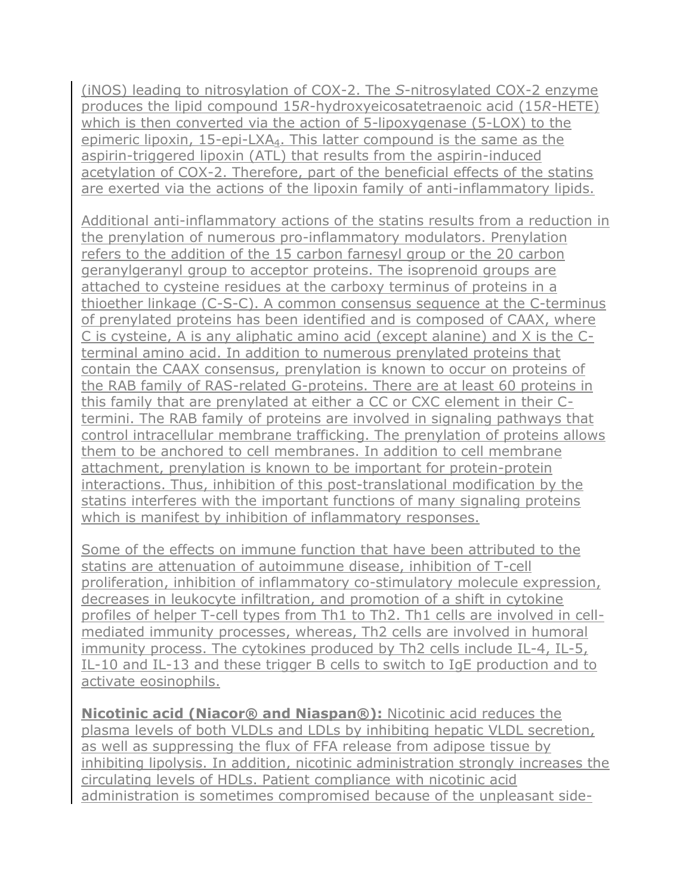(iNOS) leading to nitrosylation of COX-2. The *S*-nitrosylated COX-2 enzyme produces the lipid compound 15*R*-hydroxyeicosatetraenoic acid (15*R*-HETE) which is then converted via the action of 5-lipoxygenase (5-LOX) to the epimeric lipoxin, 15-epi-$LXA_4$. This latter compound is the same as the aspirin-triggered lipoxin (ATL) that results from the aspirin-induced acetylation of COX-2. Therefore, part of the beneficial effects of the statins are exerted via the actions of the lipoxin family of anti-inflammatory lipids.

Additional anti-inflammatory actions of the statins results from a reduction in the prenylation of numerous pro-inflammatory modulators. Prenylation refers to the addition of the 15 carbon farnesyl group or the 20 carbon geranylgeranyl group to acceptor proteins. The isoprenoid groups are attached to cysteine residues at the carboxy terminus of proteins in a thioether linkage (C-S-C). A common consensus sequence at the C-terminus of prenylated proteins has been identified and is composed of CAAX, where C is cysteine, A is any aliphatic amino acid (except alanine) and X is the C-terminal amino acid. In addition to numerous prenylated proteins that contain the CAAX consensus, prenylation is known to occur on proteins of the RAB family of RAS-related G-proteins. There are at least 60 proteins in this family that are prenylated at either a CC or CXC element in their C-termini. The RAB family of proteins are involved in signaling pathways that control intracellular membrane trafficking. The prenylation of proteins allows them to be anchored to cell membranes. In addition to cell membrane attachment, prenylation is known to be important for protein-protein interactions. Thus, inhibition of this post-translational modification by the statins interferes with the important functions of many signaling proteins which is manifest by inhibition of inflammatory responses.

Some of the effects on immune function that have been attributed to the statins are attenuation of autoimmune disease, inhibition of T-cell proliferation, inhibition of inflammatory co-stimulatory molecule expression, decreases in leukocyte infiltration, and promotion of a shift in cytokine profiles of helper T-cell types from Th1 to Th2. Th1 cells are involved in cell-mediated immunity processes, whereas, Th2 cells are involved in humoral immunity process. The cytokines produced by Th2 cells include IL-4, IL-5, IL-10 and IL-13 and these trigger B cells to switch to IgE production and to activate eosinophils.

**Nicotinic acid (Niacor® and Niaspan®):** Nicotinic acid reduces the plasma levels of both VLDLs and LDLs by inhibiting hepatic VLDL secretion, as well as suppressing the flux of FFA release from adipose tissue by inhibiting lipolysis. In addition, nicotinic administration strongly increases the circulating levels of HDLs. Patient compliance with nicotinic acid administration is sometimes compromised because of the unpleasant side-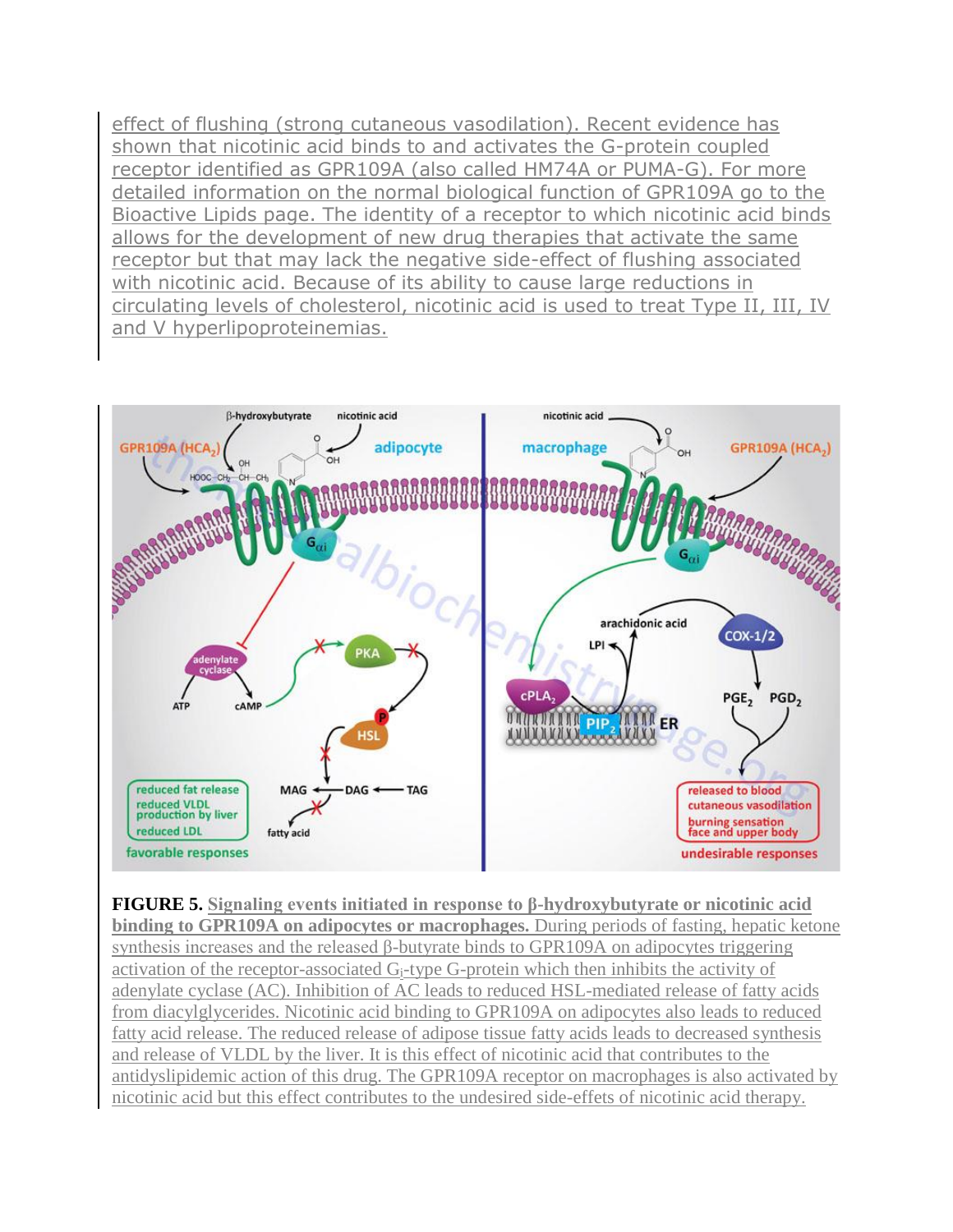effect of flushing (strong cutaneous vasodilation). Recent evidence has shown that nicotinic acid binds to and activates the G-protein coupled receptor identified as GPR109A (also called HM74A or PUMA-G). For more detailed information on the normal biological function of GPR109A go to the Bioactive Lipids page. The identity of a receptor to which nicotinic acid binds allows for the development of new drug therapies that activate the same receptor but that may lack the negative side-effect of flushing associated with nicotinic acid. Because of its ability to cause large reductions in circulating levels of cholesterol, nicotinic acid is used to treat Type II, III, IV and V hyperlipoproteinemias.

**FIGURE 5.** **Signaling events initiated in response to β-hydroxybutyrate or nicotinic acid binding to GPR109A on adipocytes or macrophages.** During periods of fasting, hepatic ketone synthesis increases and the released β-butyrate binds to GPR109A on adipocytes triggering activation of the receptor-associated $G_i$-type G-protein which then inhibits the activity of adenylate cyclase (AC). Inhibition of AC leads to reduced HSL-mediated release of fatty acids from diacylglycerides. Nicotinic acid binding to GPR109A on adipocytes also leads to reduced fatty acid release. The reduced release of adipose tissue fatty acids leads to decreased synthesis and release of VLDL by the liver. It is this effect of nicotinic acid that contributes to the antidyslipidemic action of this drug. The GPR109A receptor on macrophages is also activated by nicotinic acid but this effect contributes to the undesired side-effets of nicotinic acid therapy.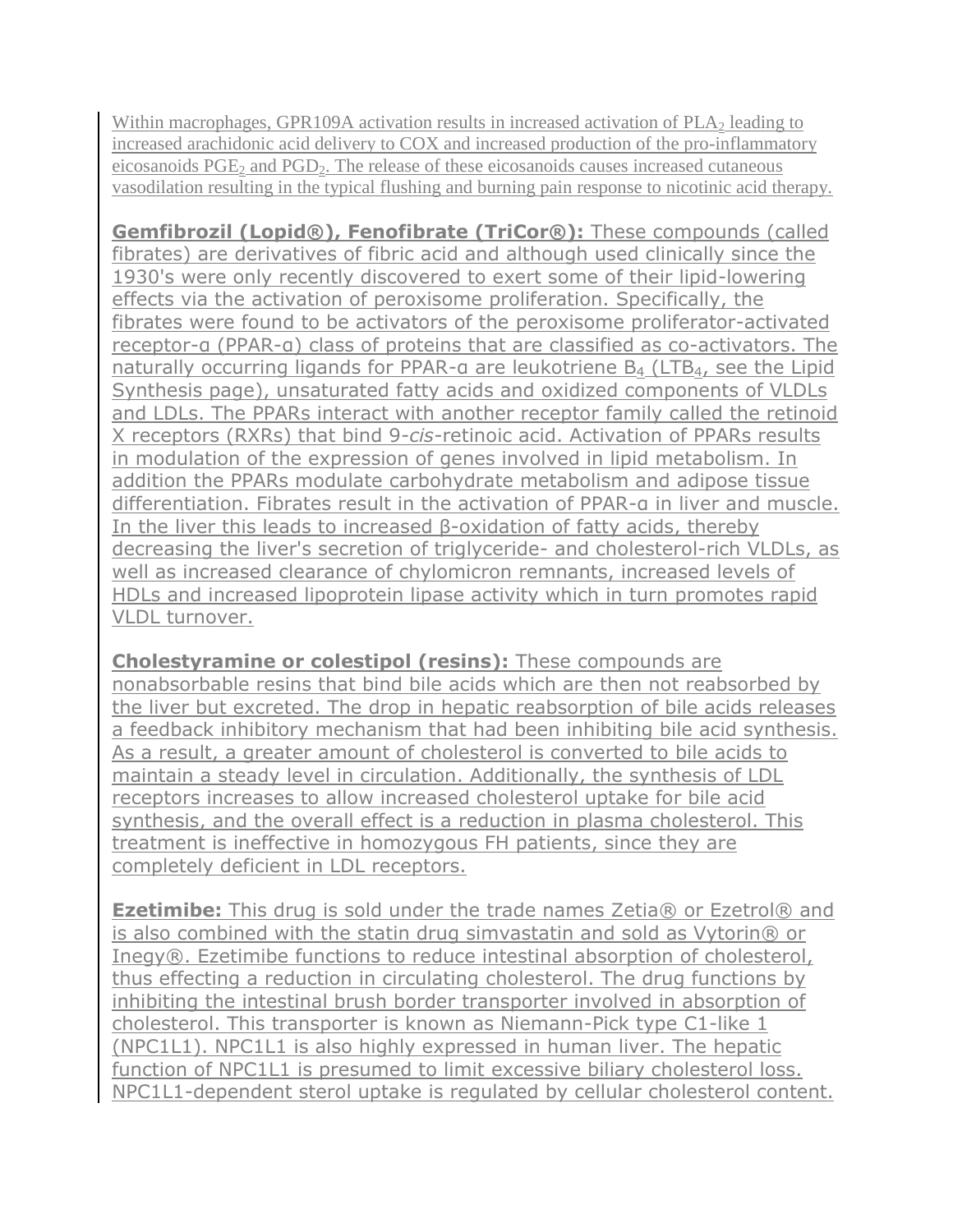Within macrophages, GPR109A activation results in increased activation of $PLA_2$ leading to increased arachidonic acid delivery to COX and increased production of the pro-inflammatory eicosanoids $PGE_2$ and $PGD_2$. The release of these eicosanoids causes increased cutaneous vasodilation resulting in the typical flushing and burning pain response to nicotinic acid therapy.

**Gemfibrozil (Lopid®), Fenofibrate (TriCor®):** These compounds (called fibrates) are derivatives of fibric acid and although used clinically since the 1930's were only recently discovered to exert some of their lipid-lowering effects via the activation of peroxisome proliferation. Specifically, the fibrates were found to be activators of the peroxisome proliferator-activated receptor-α (PPAR-α) class of proteins that are classified as co-activators. The naturally occurring ligands for PPAR-α are leukotriene $B_4$ ($LTB_4$, see the Lipid Synthesis page), unsaturated fatty acids and oxidized components of VLDLs and LDLs. The PPARs interact with another receptor family called the retinoid X receptors (RXRs) that bind 9-*cis*-retinoic acid. Activation of PPARs results in modulation of the expression of genes involved in lipid metabolism. In addition the PPARs modulate carbohydrate metabolism and adipose tissue differentiation. Fibrates result in the activation of PPAR-α in liver and muscle. In the liver this leads to increased β-oxidation of fatty acids, thereby decreasing the liver's secretion of triglyceride- and cholesterol-rich VLDLs, as well as increased clearance of chylomicron remnants, increased levels of HDLs and increased lipoprotein lipase activity which in turn promotes rapid VLDL turnover.

**Cholestyramine or colestipol (resins):** These compounds are nonabsorbable resins that bind bile acids which are then not reabsorbed by the liver but excreted. The drop in hepatic reabsorption of bile acids releases a feedback inhibitory mechanism that had been inhibiting bile acid synthesis. As a result, a greater amount of cholesterol is converted to bile acids to maintain a steady level in circulation. Additionally, the synthesis of LDL receptors increases to allow increased cholesterol uptake for bile acid synthesis, and the overall effect is a reduction in plasma cholesterol. This treatment is ineffective in homozygous FH patients, since they are completely deficient in LDL receptors.

**Ezetimibe:** This drug is sold under the trade names Zetia® or Ezetrol® and is also combined with the statin drug simvastatin and sold as Vytorin® or Inegy®. Ezetimibe functions to reduce intestinal absorption of cholesterol, thus effecting a reduction in circulating cholesterol. The drug functions by inhibiting the intestinal brush border transporter involved in absorption of cholesterol. This transporter is known as Niemann-Pick type C1-like 1 (NPC1L1). NPC1L1 is also highly expressed in human liver. The hepatic function of NPC1L1 is presumed to limit excessive biliary cholesterol loss. NPC1L1-dependent sterol uptake is regulated by cellular cholesterol content.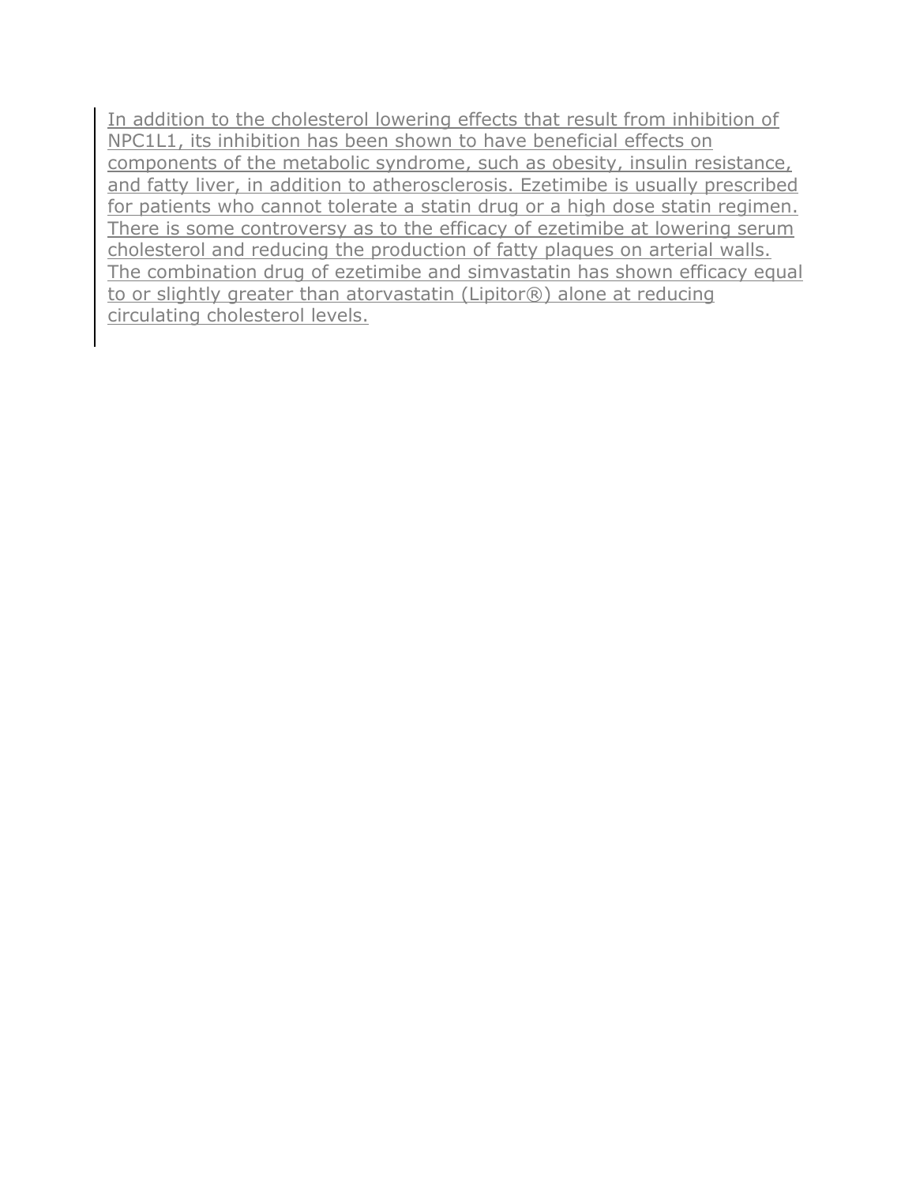In addition to the cholesterol lowering effects that result from inhibition of NPC1L1, its inhibition has been shown to have beneficial effects on components of the metabolic syndrome, such as obesity, insulin resistance, and fatty liver, in addition to atherosclerosis. Ezetimibe is usually prescribed for patients who cannot tolerate a statin drug or a high dose statin regimen. There is some controversy as to the efficacy of ezetimibe at lowering serum cholesterol and reducing the production of fatty plaques on arterial walls. The combination drug of ezetimibe and simvastatin has shown efficacy equal to or slightly greater than atorvastatin (Lipitor®) alone at reducing circulating cholesterol levels.